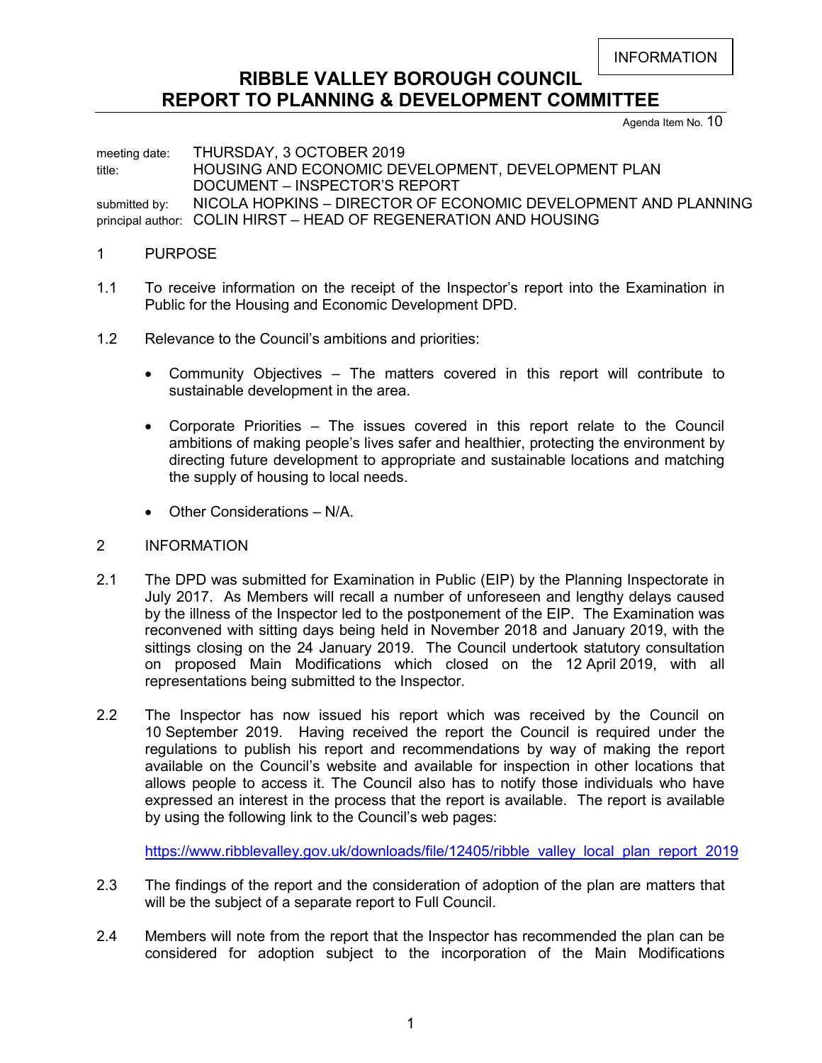INFORMATION

# RIBBLE VALLEY BOROUGH COUNCIL
# REPORT TO PLANNING & DEVELOPMENT COMMITTEE

Agenda Item No. 10

meeting date: THURSDAY, 3 OCTOBER 2019
title: HOUSING AND ECONOMIC DEVELOPMENT, DEVELOPMENT PLAN DOCUMENT – INSPECTOR'S REPORT
submitted by: NICOLA HOPKINS – DIRECTOR OF ECONOMIC DEVELOPMENT AND PLANNING
principal author: COLIN HIRST – HEAD OF REGENERATION AND HOUSING

## 1 PURPOSE

1.1 To receive information on the receipt of the Inspector's report into the Examination in Public for the Housing and Economic Development DPD.

1.2 Relevance to the Council's ambitions and priorities:

- Community Objectives – The matters covered in this report will contribute to sustainable development in the area.
- Corporate Priorities – The issues covered in this report relate to the Council ambitions of making people's lives safer and healthier, protecting the environment by directing future development to appropriate and sustainable locations and matching the supply of housing to local needs.
- Other Considerations – N/A.

## 2 INFORMATION

2.1 The DPD was submitted for Examination in Public (EIP) by the Planning Inspectorate in July 2017. As Members will recall a number of unforeseen and lengthy delays caused by the illness of the Inspector led to the postponement of the EIP. The Examination was reconvened with sitting days being held in November 2018 and January 2019, with the sittings closing on the 24 January 2019. The Council undertook statutory consultation on proposed Main Modifications which closed on the 12 April 2019, with all representations being submitted to the Inspector.

2.2 The Inspector has now issued his report which was received by the Council on 10 September 2019. Having received the report the Council is required under the regulations to publish his report and recommendations by way of making the report available on the Council's website and available for inspection in other locations that allows people to access it. The Council also has to notify those individuals who have expressed an interest in the process that the report is available. The report is available by using the following link to the Council's web pages:

https://www.ribblevalley.gov.uk/downloads/file/12405/ribble_valley_local_plan_report_2019

2.3 The findings of the report and the consideration of adoption of the plan are matters that will be the subject of a separate report to Full Council.

2.4 Members will note from the report that the Inspector has recommended the plan can be considered for adoption subject to the incorporation of the Main Modifications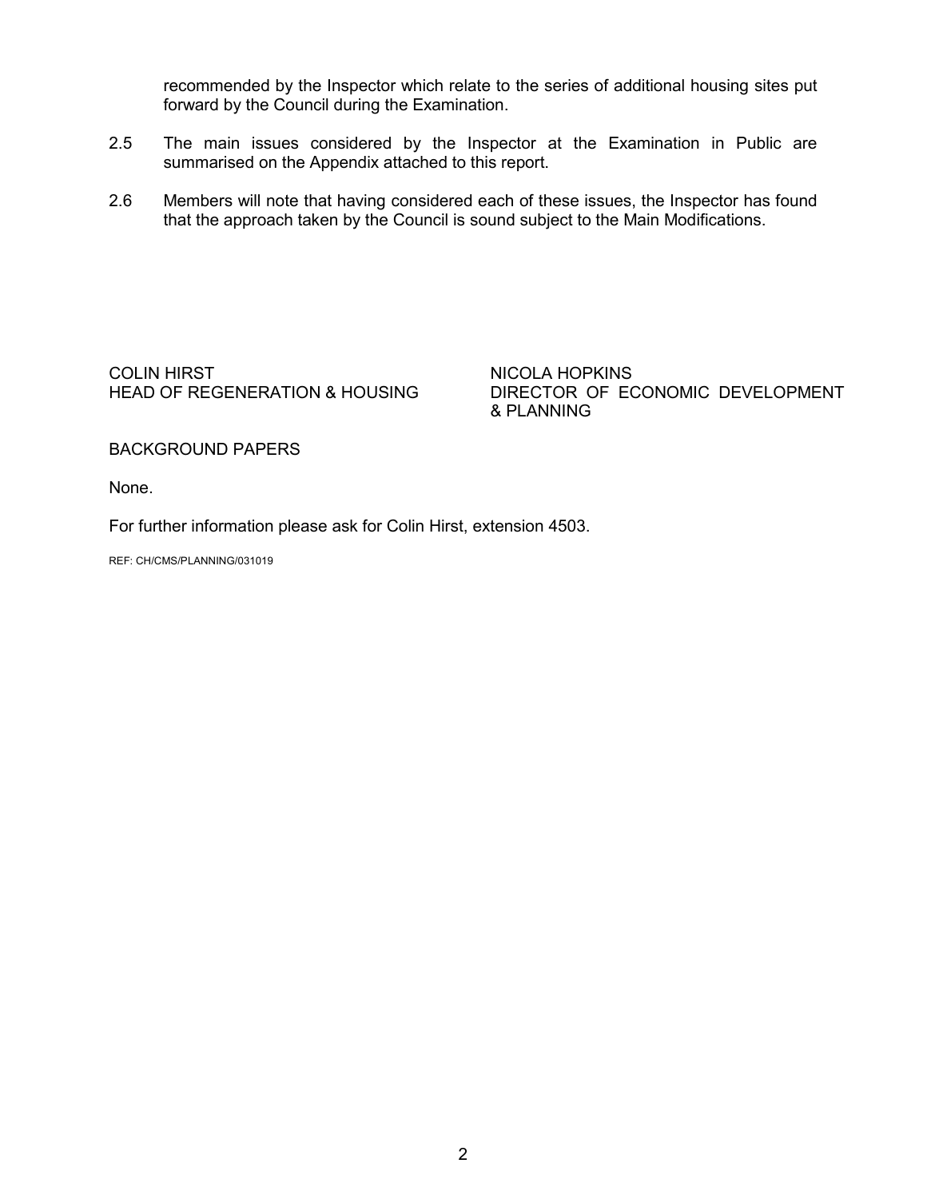recommended by the Inspector which relate to the series of additional housing sites put forward by the Council during the Examination.

2.5 The main issues considered by the Inspector at the Examination in Public are summarised on the Appendix attached to this report.

2.6 Members will note that having considered each of these issues, the Inspector has found that the approach taken by the Council is sound subject to the Main Modifications.

COLIN HIRST
HEAD OF REGENERATION & HOUSING

NICOLA HOPKINS
DIRECTOR OF ECONOMIC DEVELOPMENT & PLANNING

BACKGROUND PAPERS

None.

For further information please ask for Colin Hirst, extension 4503.

REF: CH/CMS/PLANNING/031019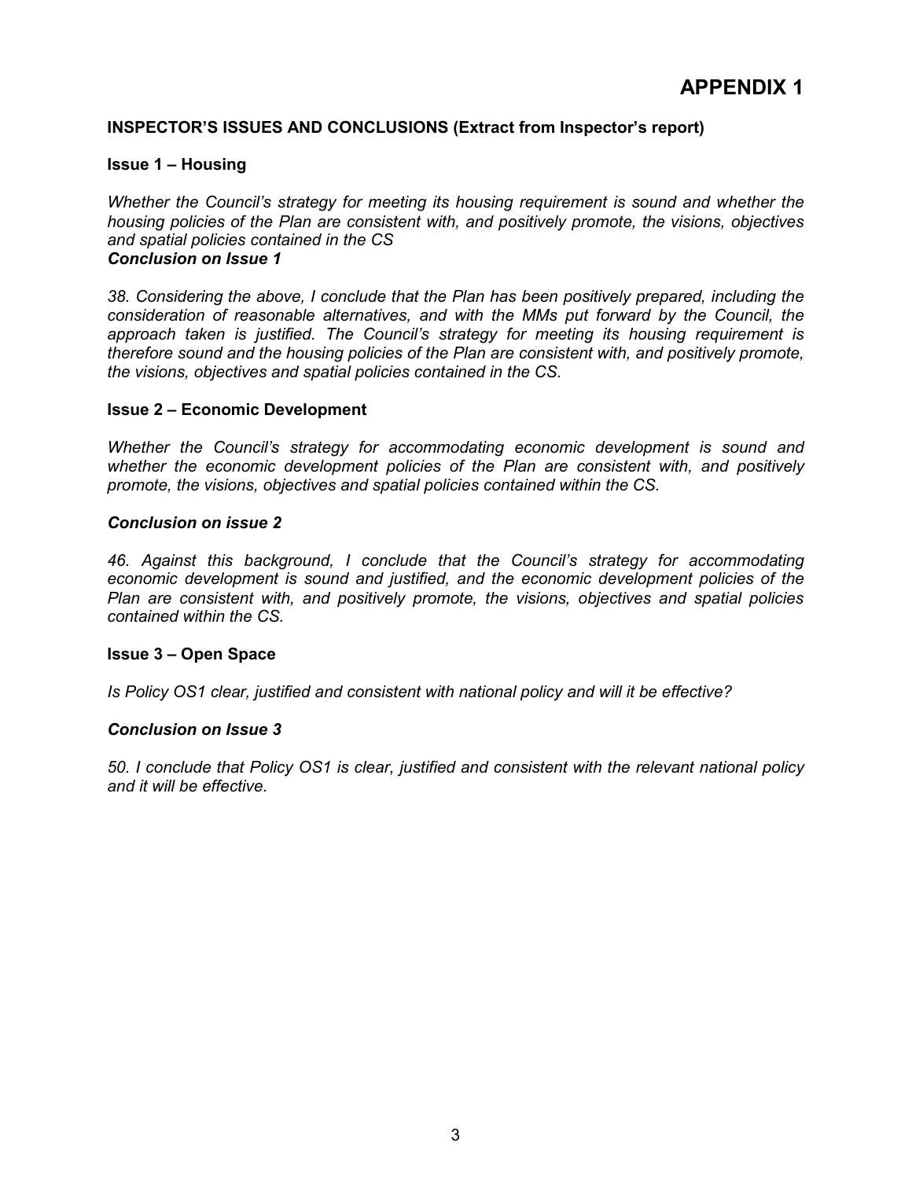# APPENDIX 1

**INSPECTOR'S ISSUES AND CONCLUSIONS (Extract from Inspector's report)**

**Issue 1 – Housing**

*Whether the Council's strategy for meeting its housing requirement is sound and whether the housing policies of the Plan are consistent with, and positively promote, the visions, objectives and spatial policies contained in the CS*

***Conclusion on Issue 1***

*38. Considering the above, I conclude that the Plan has been positively prepared, including the consideration of reasonable alternatives, and with the MMs put forward by the Council, the approach taken is justified. The Council's strategy for meeting its housing requirement is therefore sound and the housing policies of the Plan are consistent with, and positively promote, the visions, objectives and spatial policies contained in the CS.*

**Issue 2 – Economic Development**

*Whether the Council's strategy for accommodating economic development is sound and whether the economic development policies of the Plan are consistent with, and positively promote, the visions, objectives and spatial policies contained within the CS.*

***Conclusion on issue 2***

*46. Against this background, I conclude that the Council's strategy for accommodating economic development is sound and justified, and the economic development policies of the Plan are consistent with, and positively promote, the visions, objectives and spatial policies contained within the CS.*

**Issue 3 – Open Space**

*Is Policy OS1 clear, justified and consistent with national policy and will it be effective?*

***Conclusion on Issue 3***

*50. I conclude that Policy OS1 is clear, justified and consistent with the relevant national policy and it will be effective.*